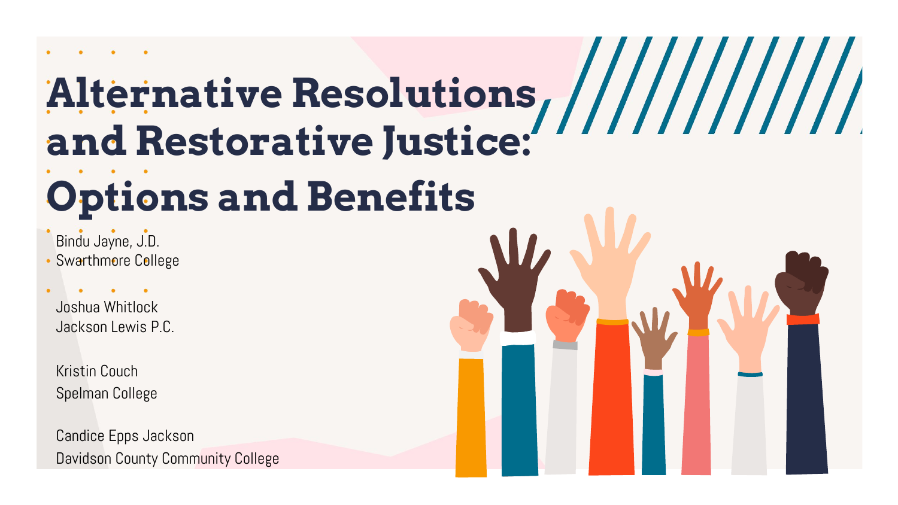# Alternative Resolutions and Restorative Justice: Options and Benefits

Bindu Jayne, J.D.
Swarthmore College

Joshua Whitlock
Jackson Lewis P.C.

Kristin Couch
Spelman College

Candice Epps Jackson
Davidson County Community College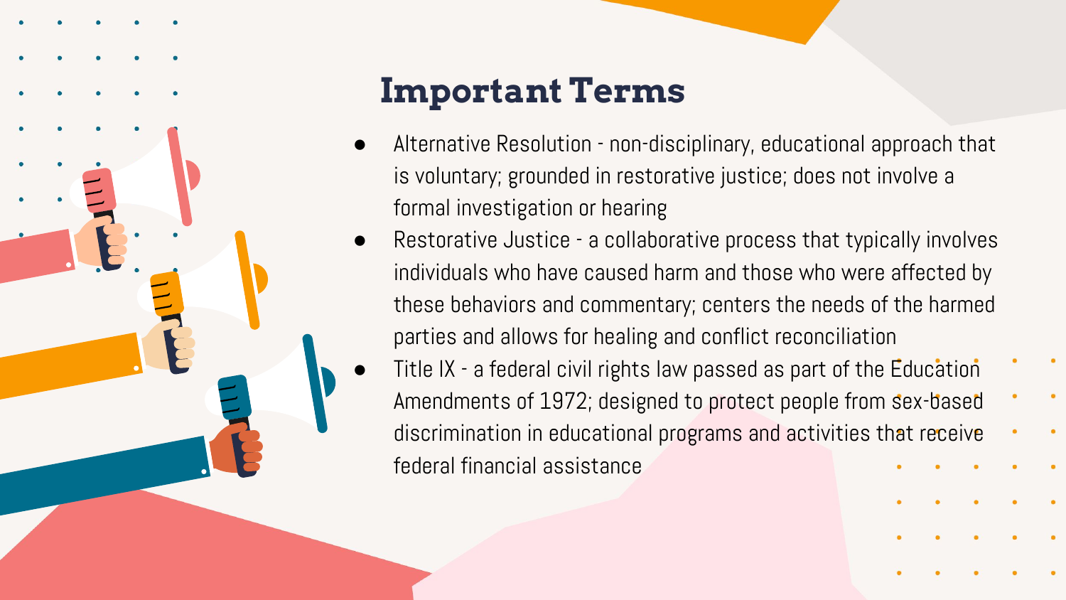# Important Terms

- Alternative Resolution - non-disciplinary, educational approach that is voluntary; grounded in restorative justice; does not involve a formal investigation or hearing
- Restorative Justice - a collaborative process that typically involves individuals who have caused harm and those who were affected by these behaviors and commentary; centers the needs of the harmed parties and allows for healing and conflict reconciliation
- Title IX - a federal civil rights law passed as part of the Education Amendments of 1972; designed to protect people from sex-based discrimination in educational programs and activities that receive federal financial assistance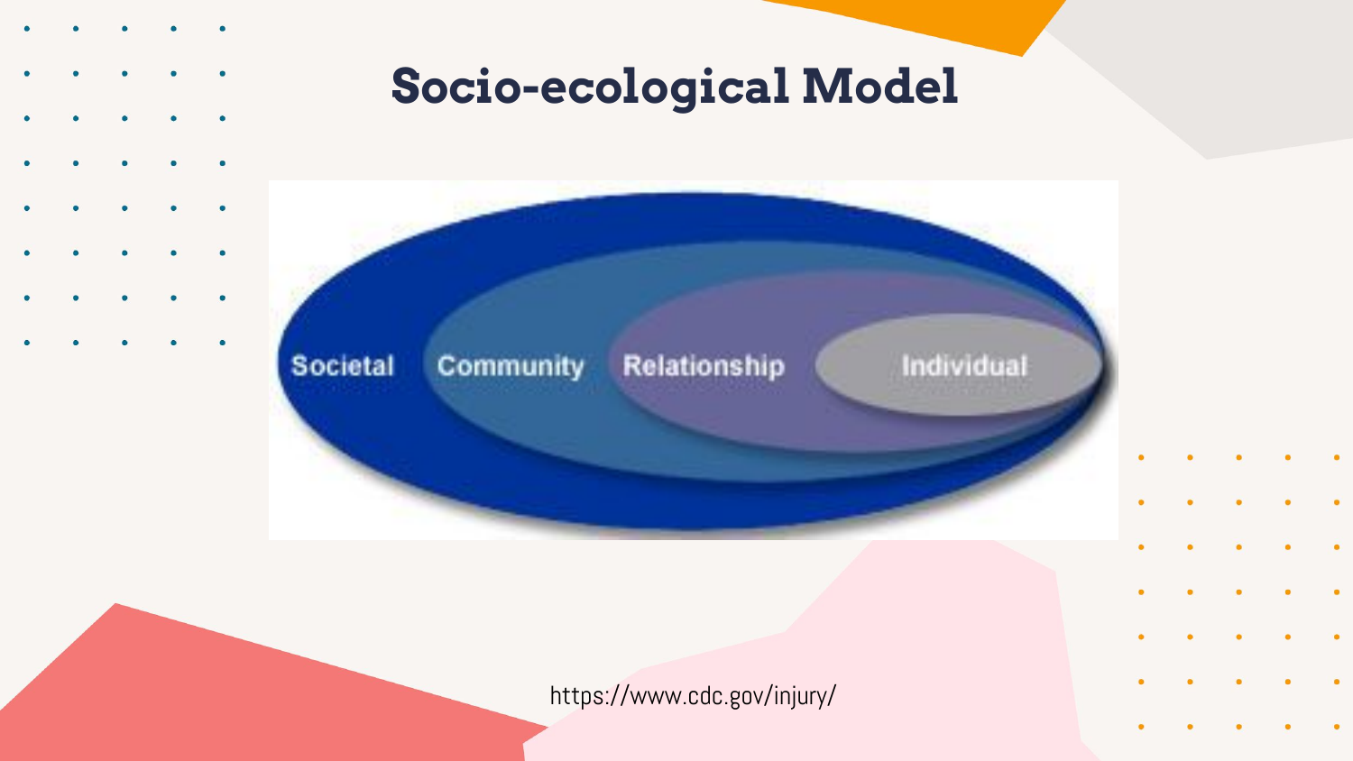# Socio-ecological Model

Societal Community Relationship Individual

https://www.cdc.gov/injury/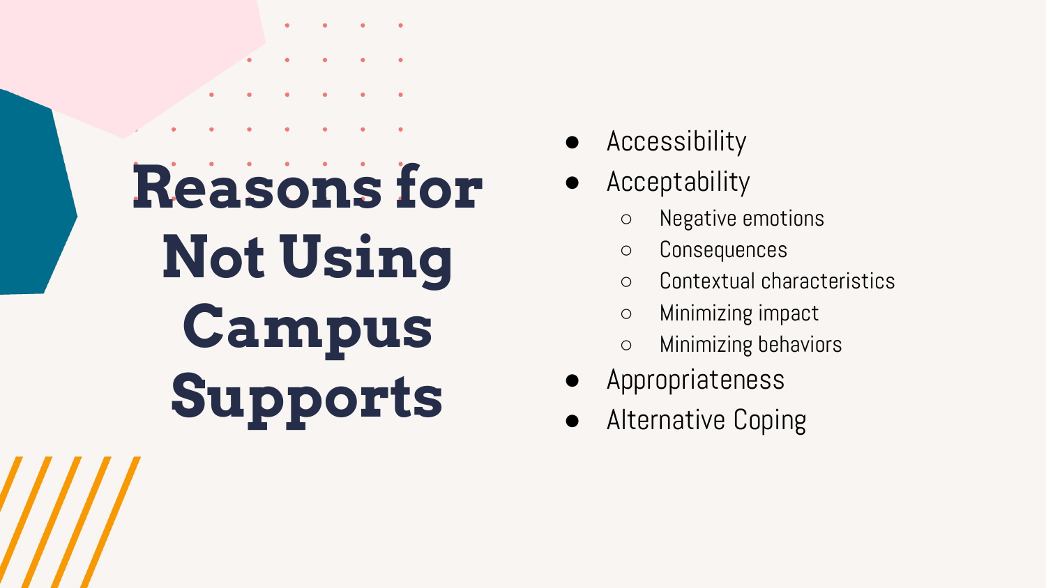# Reasons for Not Using Campus Supports

- Accessibility
- Acceptability
  - Negative emotions
  - Consequences
  - Contextual characteristics
  - Minimizing impact
  - Minimizing behaviors
- Appropriateness
- Alternative Coping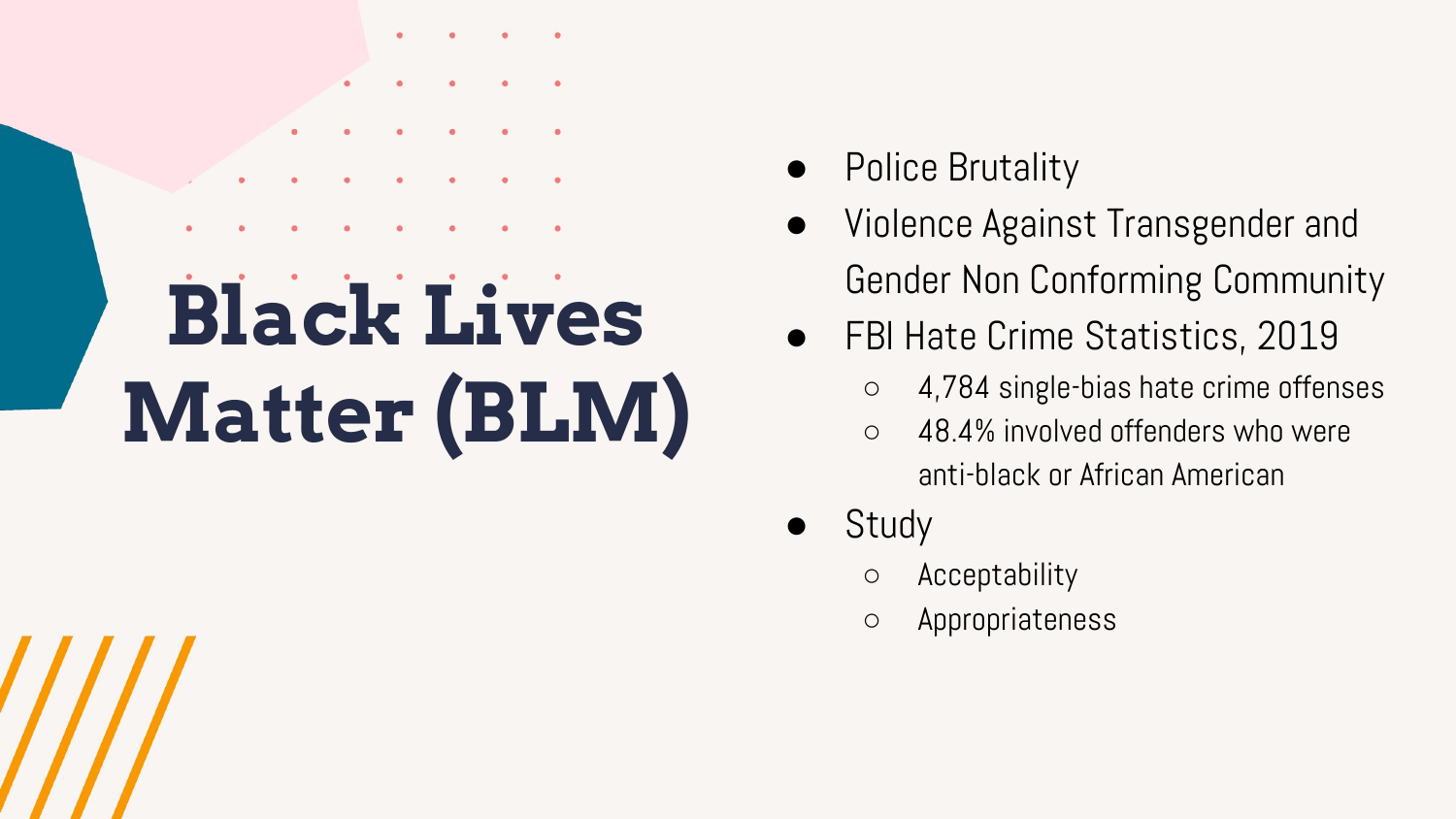# Black Lives Matter (BLM)

- Police Brutality
- Violence Against Transgender and Gender Non Conforming Community
- FBI Hate Crime Statistics, 2019
  - 4,784 single-bias hate crime offenses
  - 48.4% involved offenders who were anti-black or African American
- Study
  - Acceptability
  - Appropriateness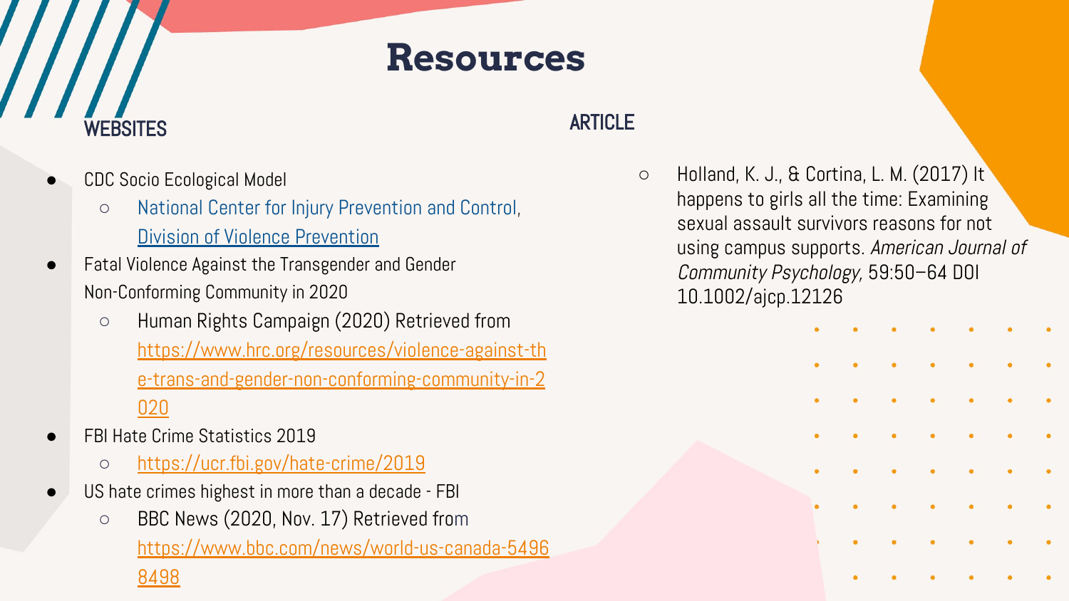# Resources

## WEBSITES

- CDC Socio Ecological Model
  - National Center for Injury Prevention and Control, Division of Violence Prevention
- Fatal Violence Against the Transgender and Gender Non-Conforming Community in 2020
  - Human Rights Campaign (2020) Retrieved from https://www.hrc.org/resources/violence-against-the-trans-and-gender-non-conforming-community-in-2020
- FBI Hate Crime Statistics 2019
  - https://ucr.fbi.gov/hate-crime/2019
- US hate crimes highest in more than a decade - FBI
  - BBC News (2020, Nov. 17) Retrieved from https://www.bbc.com/news/world-us-canada-54968498

## ARTICLE

- Holland, K. J., & Cortina, L. M. (2017) It happens to girls all the time: Examining sexual assault survivors reasons for not using campus supports. *American Journal of Community Psychology*, 59:50–64 DOI 10.1002/ajcp.12126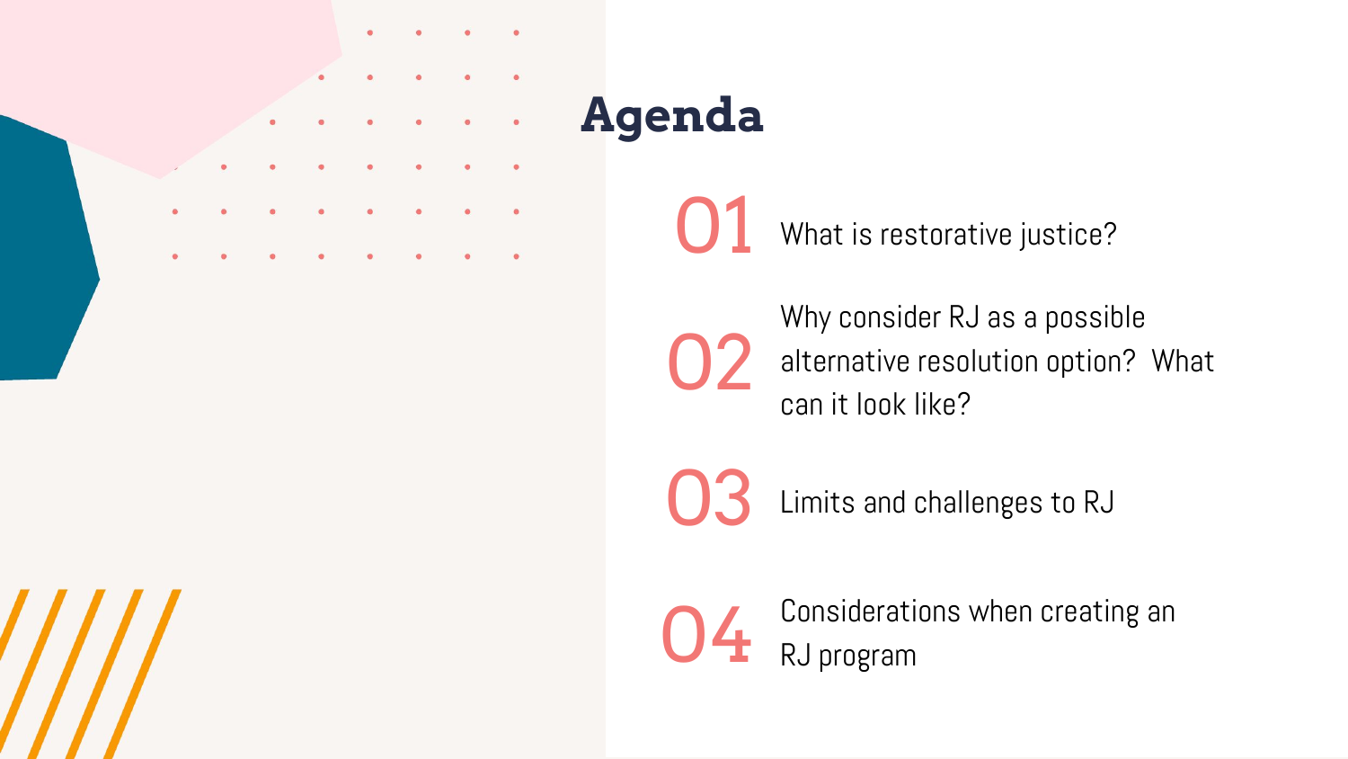# Agenda

01 What is restorative justice?

02 Why consider RJ as a possible alternative resolution option? What can it look like?

03 Limits and challenges to RJ

04 Considerations when creating an RJ program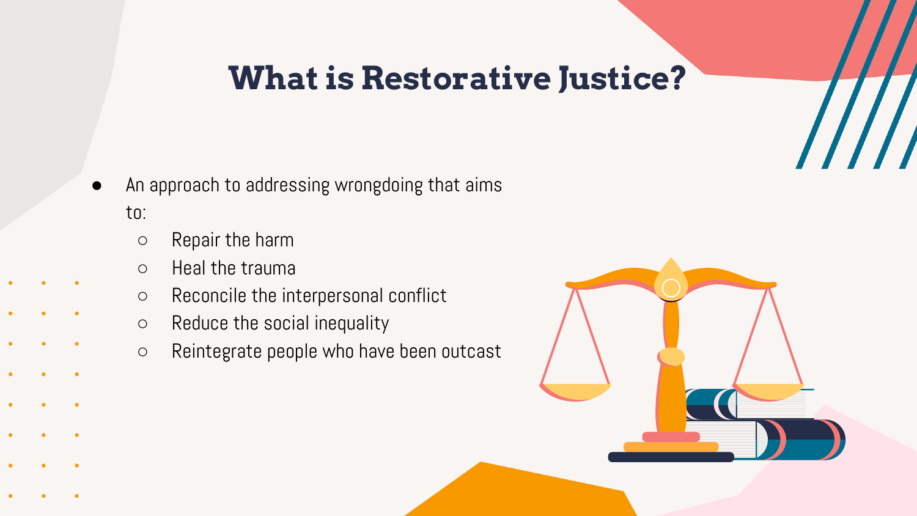# What is Restorative Justice?

- An approach to addressing wrongdoing that aims to:
  - Repair the harm
  - Heal the trauma
  - Reconcile the interpersonal conflict
  - Reduce the social inequality
  - Reintegrate people who have been outcast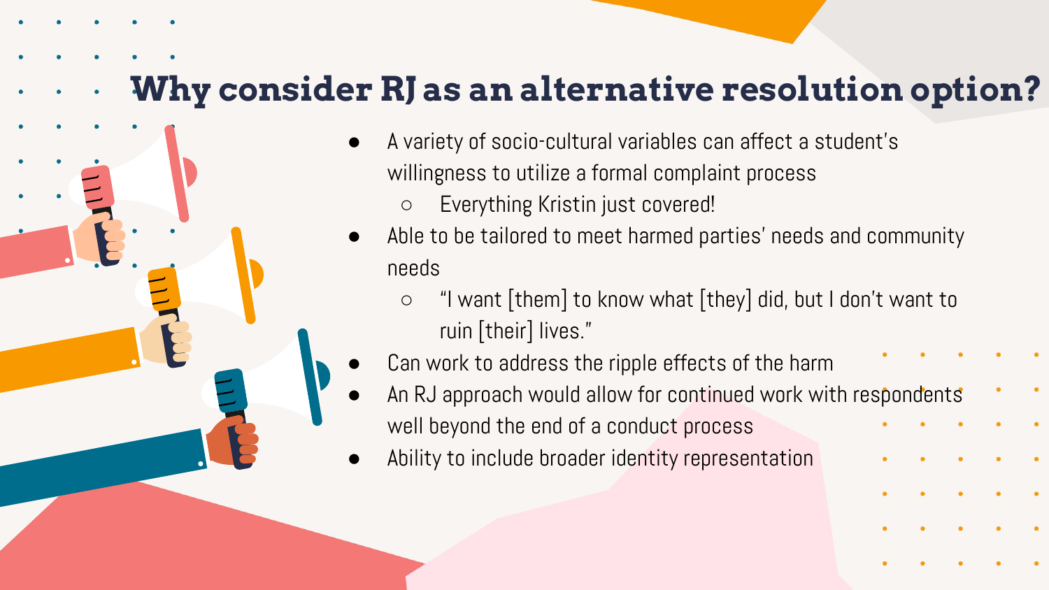# Why consider RJ as an alternative resolution option?

- A variety of socio-cultural variables can affect a student's willingness to utilize a formal complaint process
  - Everything Kristin just covered!
- Able to be tailored to meet harmed parties' needs and community needs
  - "I want [them] to know what [they] did, but I don't want to ruin [their] lives."
- Can work to address the ripple effects of the harm
- An RJ approach would allow for continued work with respondents well beyond the end of a conduct process
- Ability to include broader identity representation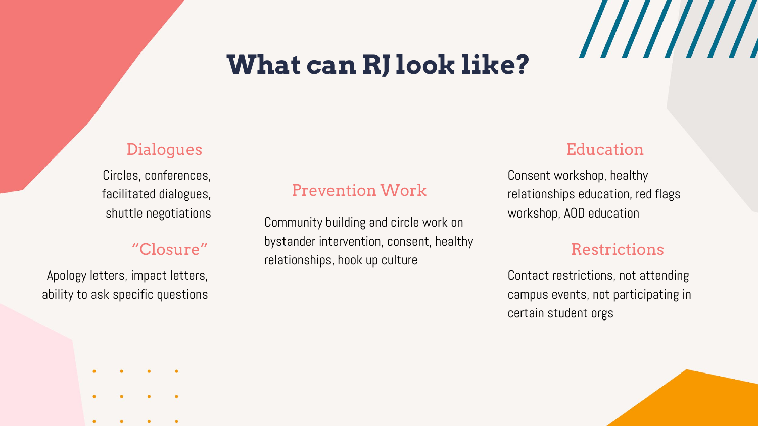# What can RJ look like?

### Dialogues

Circles, conferences, facilitated dialogues, shuttle negotiations

### "Closure"

Apology letters, impact letters, ability to ask specific questions

### Prevention Work

Community building and circle work on bystander intervention, consent, healthy relationships, hook up culture

### Education

Consent workshop, healthy relationships education, red flags workshop, AOD education

### Restrictions

Contact restrictions, not attending campus events, not participating in certain student orgs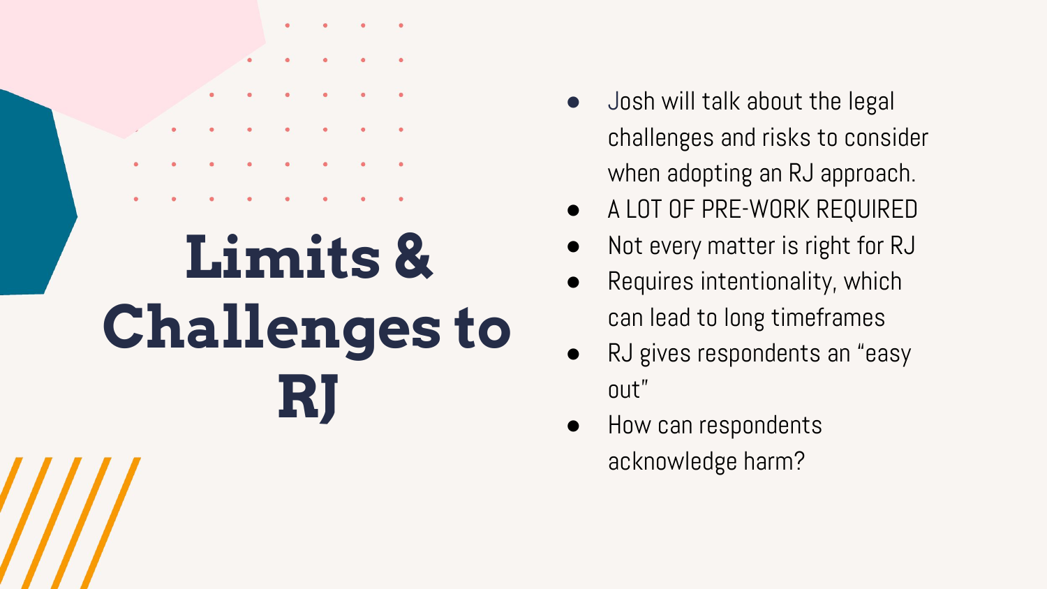# Limits & Challenges to RJ

- Josh will talk about the legal challenges and risks to consider when adopting an RJ approach.
- A LOT OF PRE-WORK REQUIRED
- Not every matter is right for RJ
- Requires intentionality, which can lead to long timeframes
- RJ gives respondents an "easy out"
- How can respondents acknowledge harm?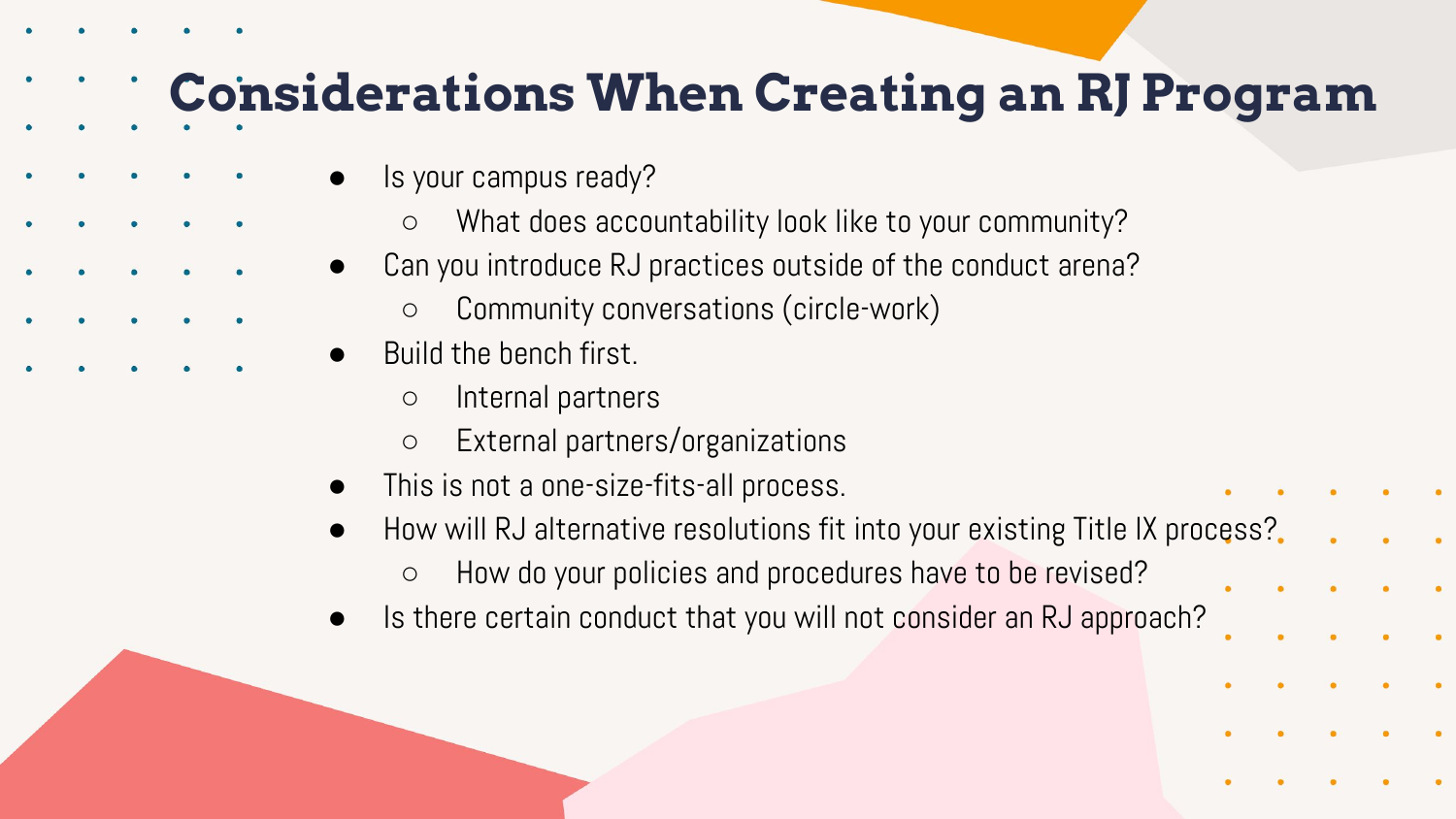# Considerations When Creating an RJ Program

- Is your campus ready?
  - What does accountability look like to your community?
- Can you introduce RJ practices outside of the conduct arena?
  - Community conversations (circle-work)
- Build the bench first.
  - Internal partners
  - External partners/organizations
- This is not a one-size-fits-all process.
- How will RJ alternative resolutions fit into your existing Title IX process?
  - How do your policies and procedures have to be revised?
- Is there certain conduct that you will not consider an RJ approach?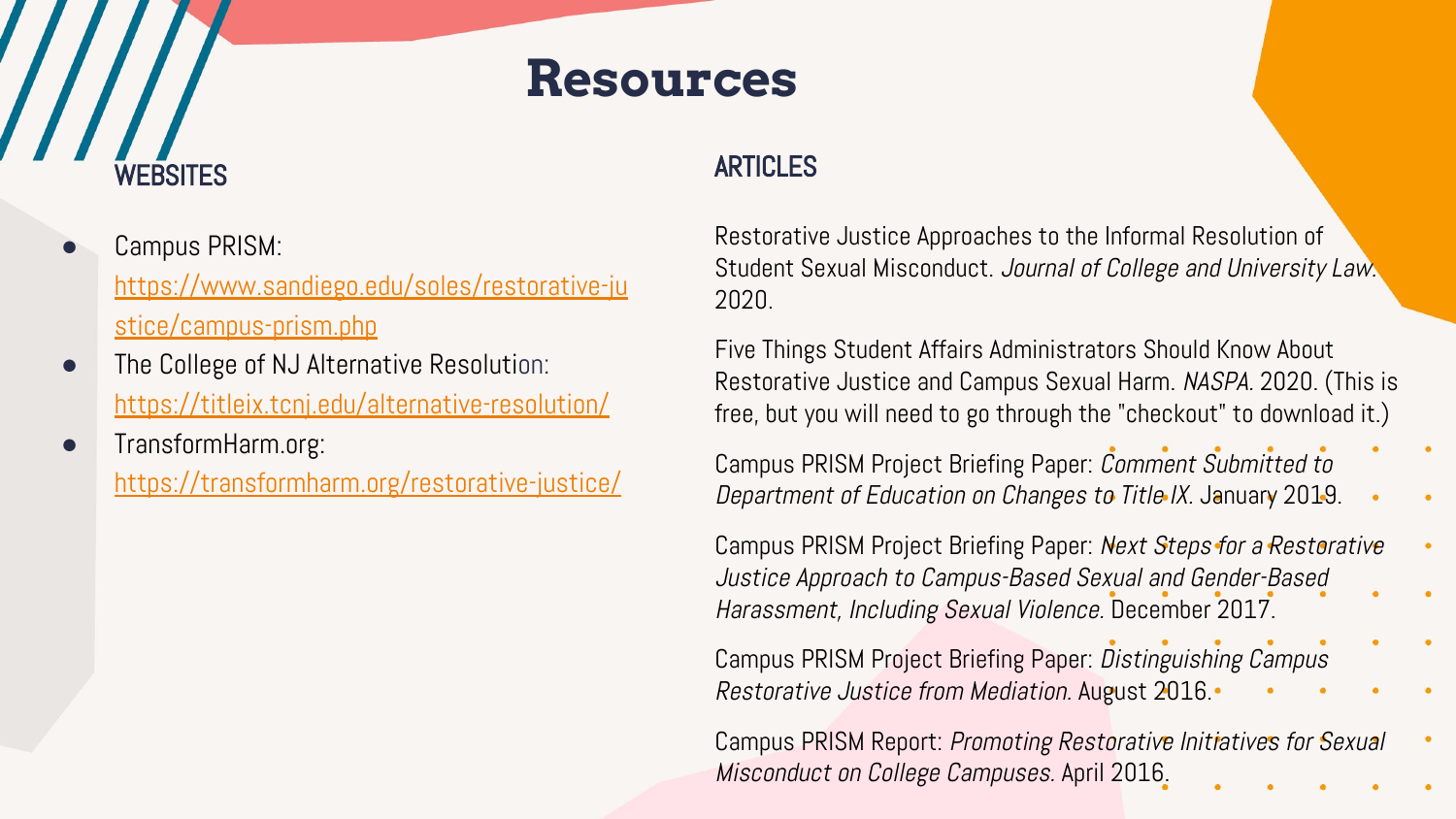# Resources

## WEBSITES

- Campus PRISM: https://www.sandiego.edu/soles/restorative-justice/campus-prism.php
- The College of NJ Alternative Resolution: https://titleix.tcnj.edu/alternative-resolution/
- TransformHarm.org: https://transformharm.org/restorative-justice/

## ARTICLES

Restorative Justice Approaches to the Informal Resolution of Student Sexual Misconduct. *Journal of College and University Law.* 2020.

Five Things Student Affairs Administrators Should Know About Restorative Justice and Campus Sexual Harm. *NASPA.* 2020. (This is free, but you will need to go through the "checkout" to download it.)

Campus PRISM Project Briefing Paper: *Comment Submitted to Department of Education on Changes to Title IX.* January 2019.

Campus PRISM Project Briefing Paper: *Next Steps for a Restorative Justice Approach to Campus-Based Sexual and Gender-Based Harassment, Including Sexual Violence.* December 2017.

Campus PRISM Project Briefing Paper: *Distinguishing Campus Restorative Justice from Mediation.* August 2016.

Campus PRISM Report: *Promoting Restorative Initiatives for Sexual Misconduct on College Campuses.* April 2016.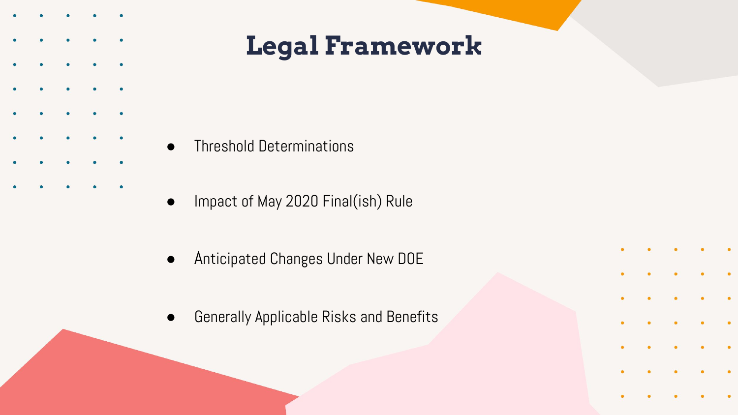# Legal Framework

- Threshold Determinations
- Impact of May 2020 Final(ish) Rule
- Anticipated Changes Under New DOE
- Generally Applicable Risks and Benefits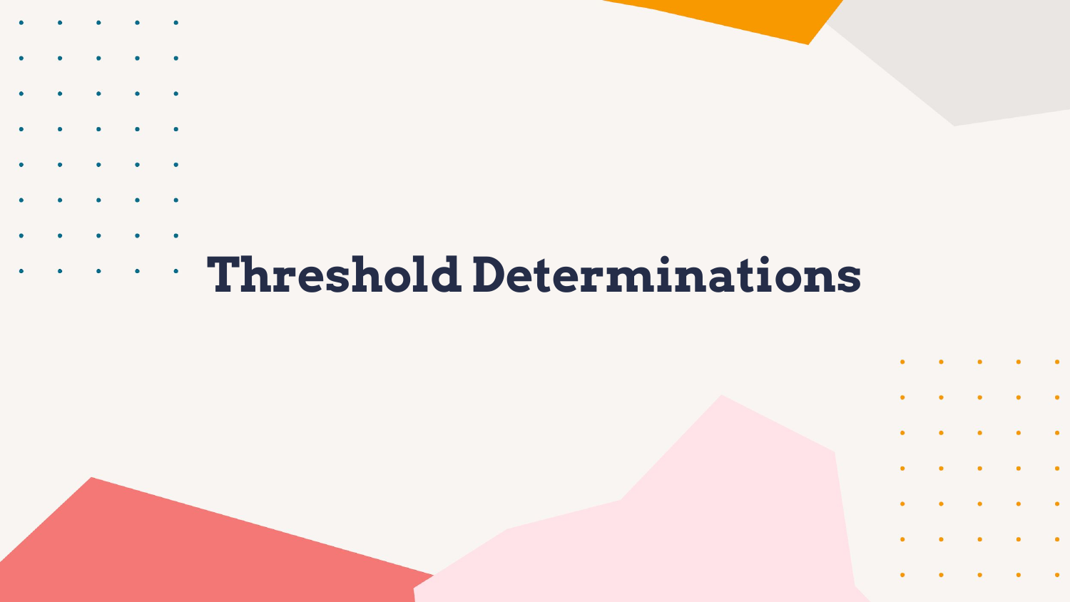# Threshold Determinations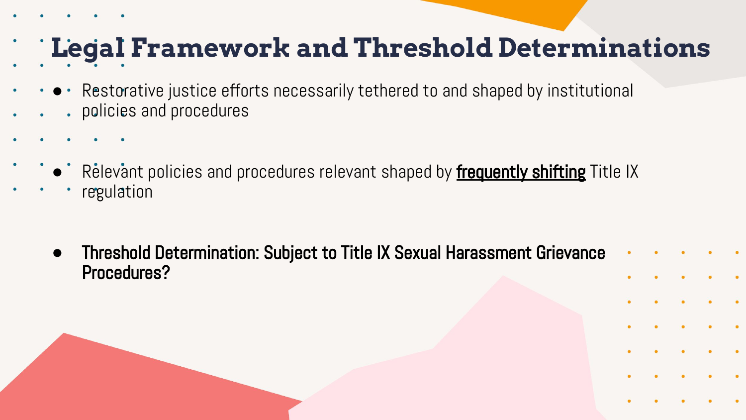# Legal Framework and Threshold Determinations

- Restorative justice efforts necessarily tethered to and shaped by institutional policies and procedures

- Relevant policies and procedures relevant shaped by **frequently shifting** Title IX regulation

- **Threshold Determination: Subject to Title IX Sexual Harassment Grievance Procedures?**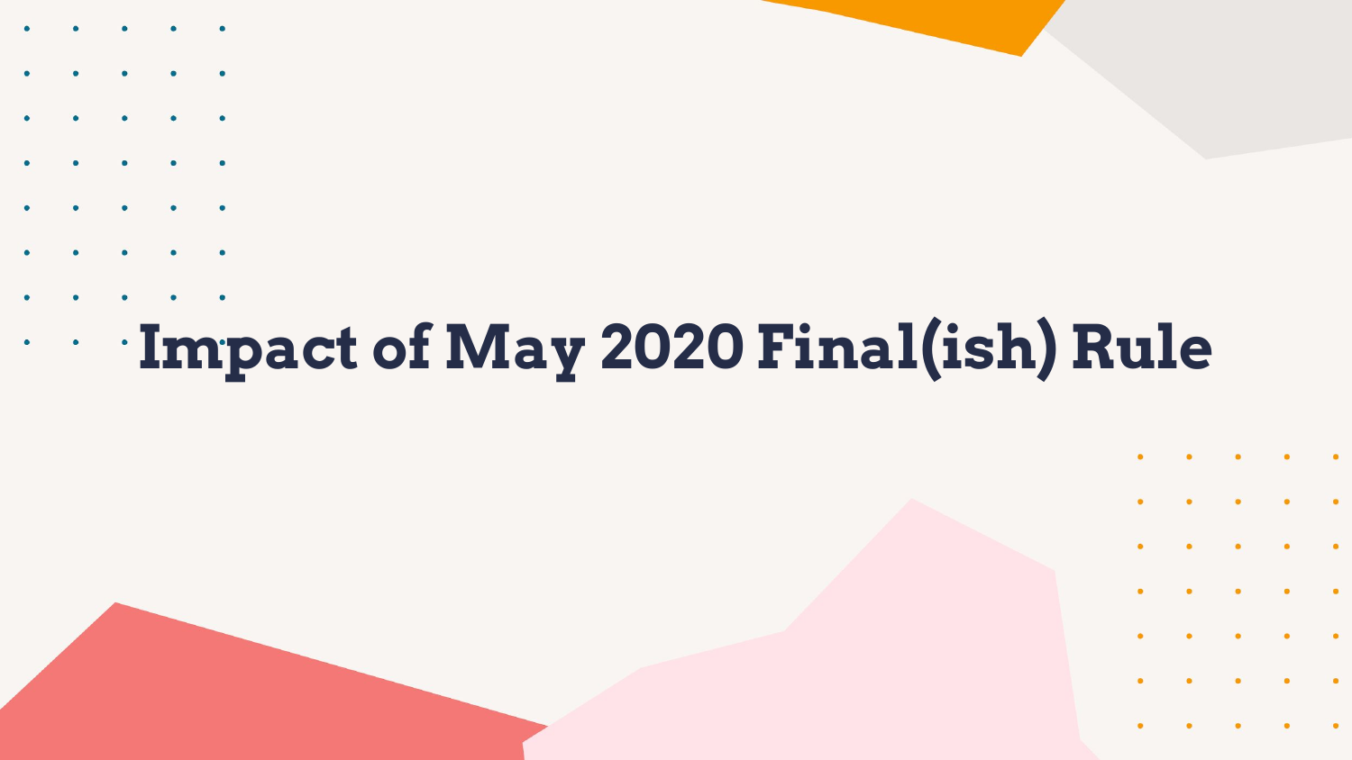# Impact of May 2020 Final(ish) Rule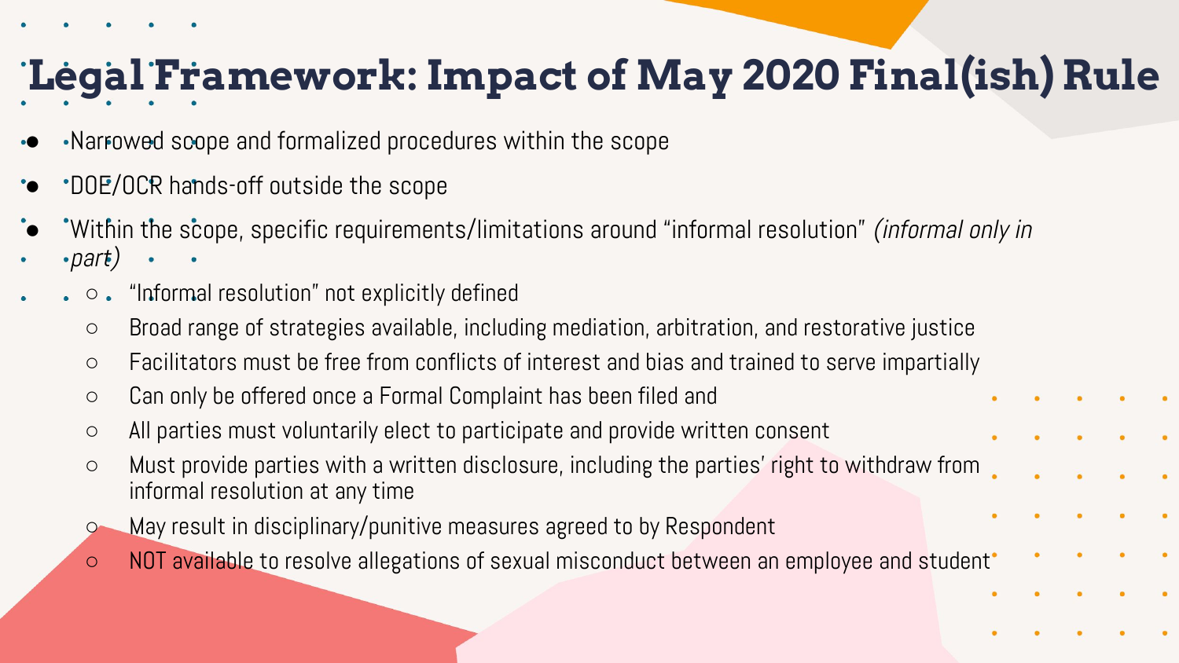# Legal Framework: Impact of May 2020 Final(ish) Rule

- Narrowed scope and formalized procedures within the scope
- DOE/OCR hands-off outside the scope
- Within the scope, specific requirements/limitations around "informal resolution" *(informal only in part)*
  - "Informal resolution" not explicitly defined
  - Broad range of strategies available, including mediation, arbitration, and restorative justice
  - Facilitators must be free from conflicts of interest and bias and trained to serve impartially
  - Can only be offered once a Formal Complaint has been filed and
  - All parties must voluntarily elect to participate and provide written consent
  - Must provide parties with a written disclosure, including the parties' right to withdraw from informal resolution at any time
  - May result in disciplinary/punitive measures agreed to by Respondent
  - NOT available to resolve allegations of sexual misconduct between an employee and student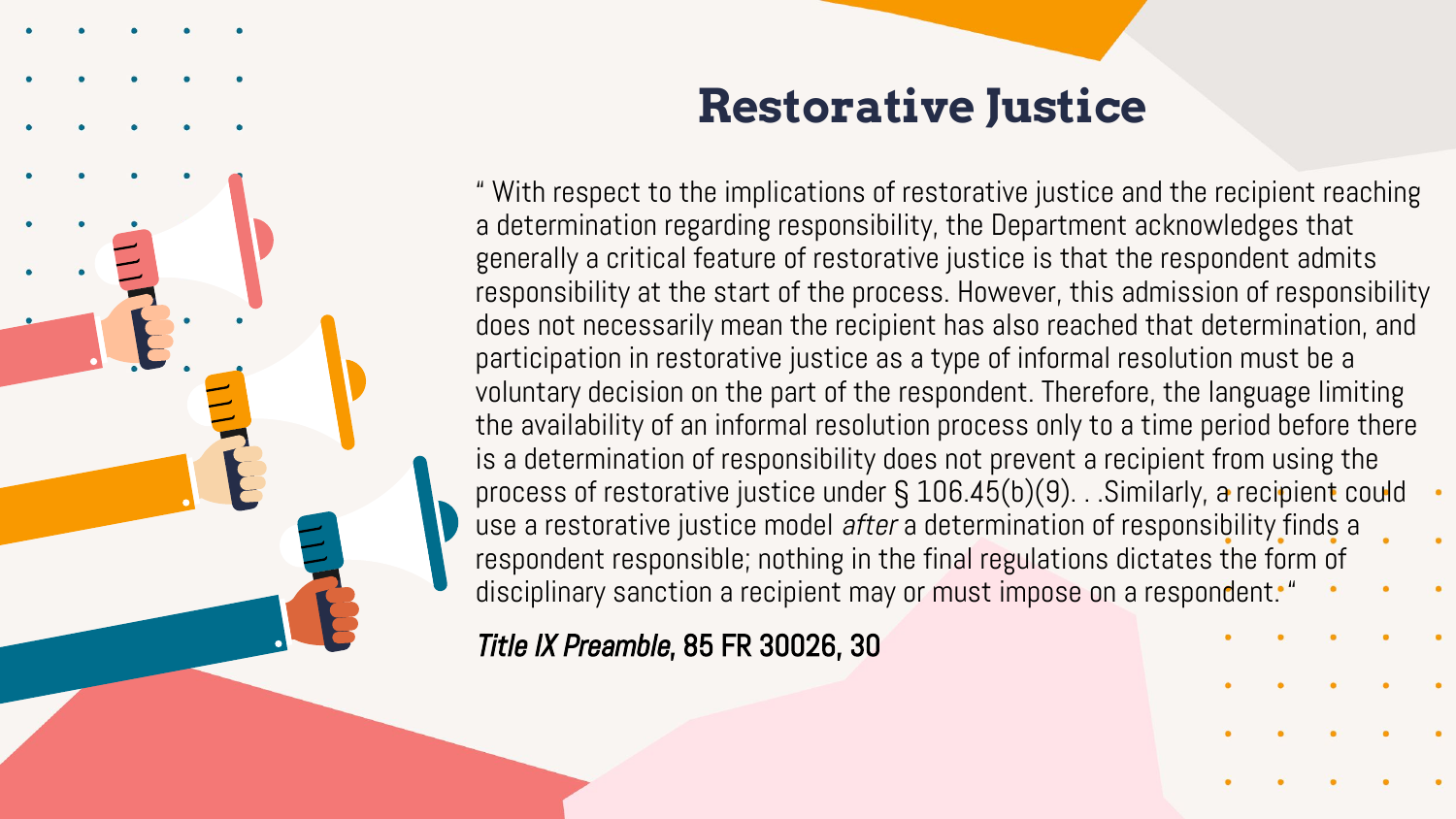# Restorative Justice

" With respect to the implications of restorative justice and the recipient reaching a determination regarding responsibility, the Department acknowledges that generally a critical feature of restorative justice is that the respondent admits responsibility at the start of the process. However, this admission of responsibility does not necessarily mean the recipient has also reached that determination, and participation in restorative justice as a type of informal resolution must be a voluntary decision on the part of the respondent. Therefore, the language limiting the availability of an informal resolution process only to a time period before there is a determination of responsibility does not prevent a recipient from using the process of restorative justice under § 106.45(b)(9). . .Similarly, a recipient could use a restorative justice model *after* a determination of responsibility finds a respondent responsible; nothing in the final regulations dictates the form of disciplinary sanction a recipient may or must impose on a respondent. "

*Title IX Preamble*, 85 FR 30026, 30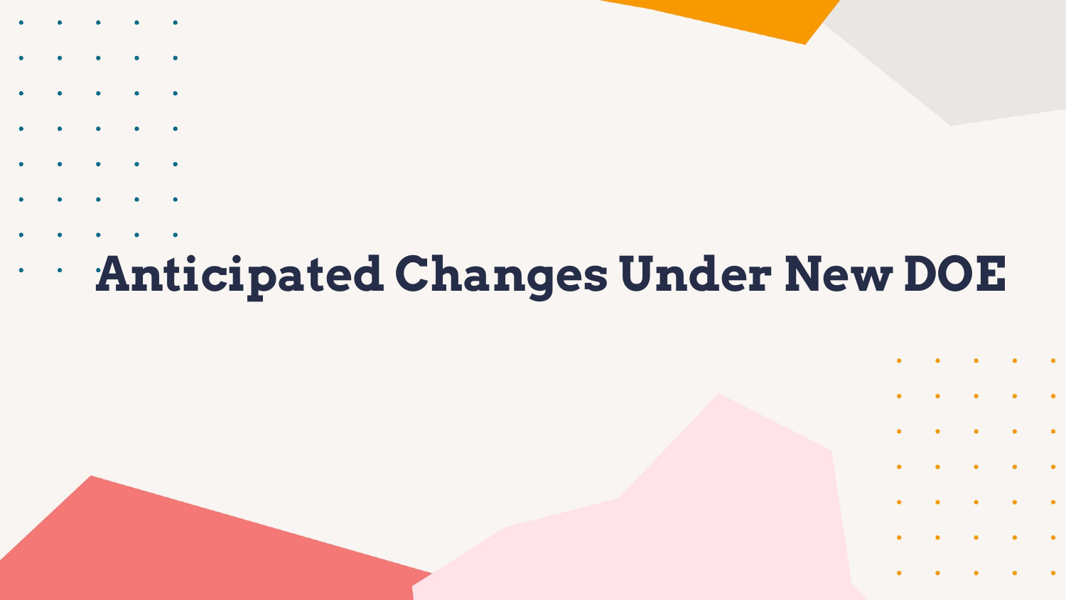# Anticipated Changes Under New DOE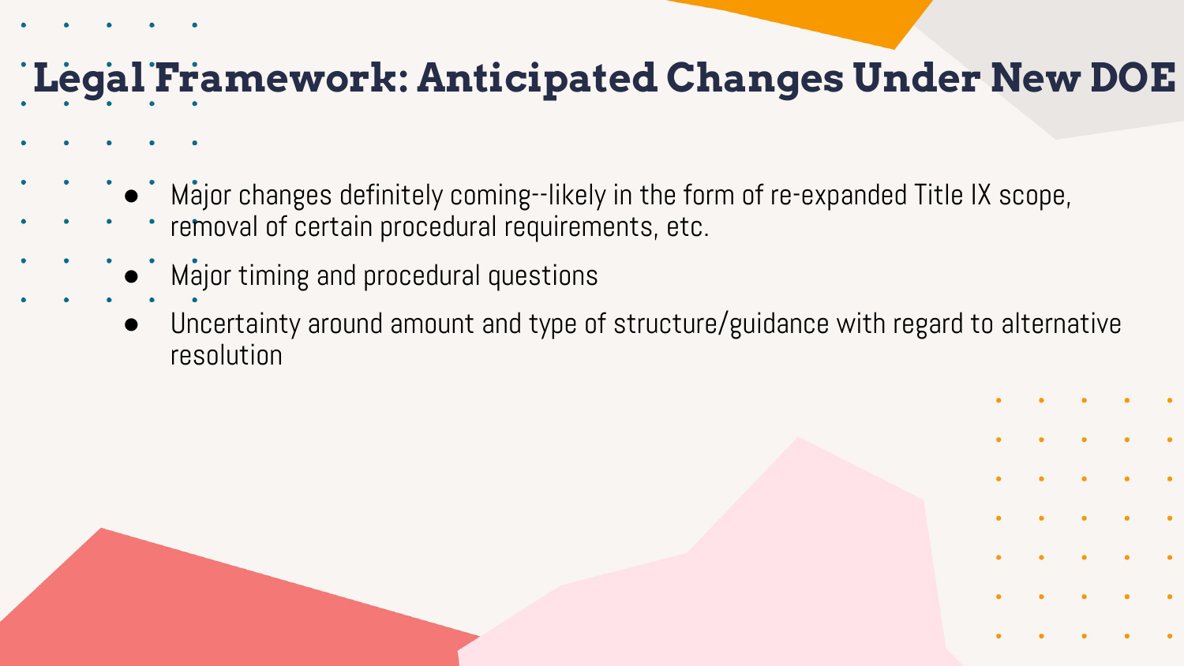# Legal Framework: Anticipated Changes Under New DOE

- Major changes definitely coming--likely in the form of re-expanded Title IX scope, removal of certain procedural requirements, etc.
- Major timing and procedural questions
- Uncertainty around amount and type of structure/guidance with regard to alternative resolution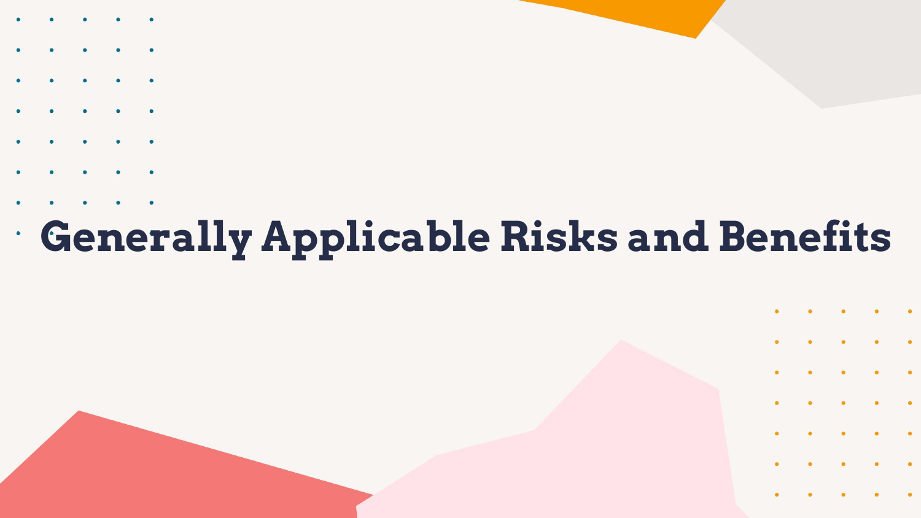# Generally Applicable Risks and Benefits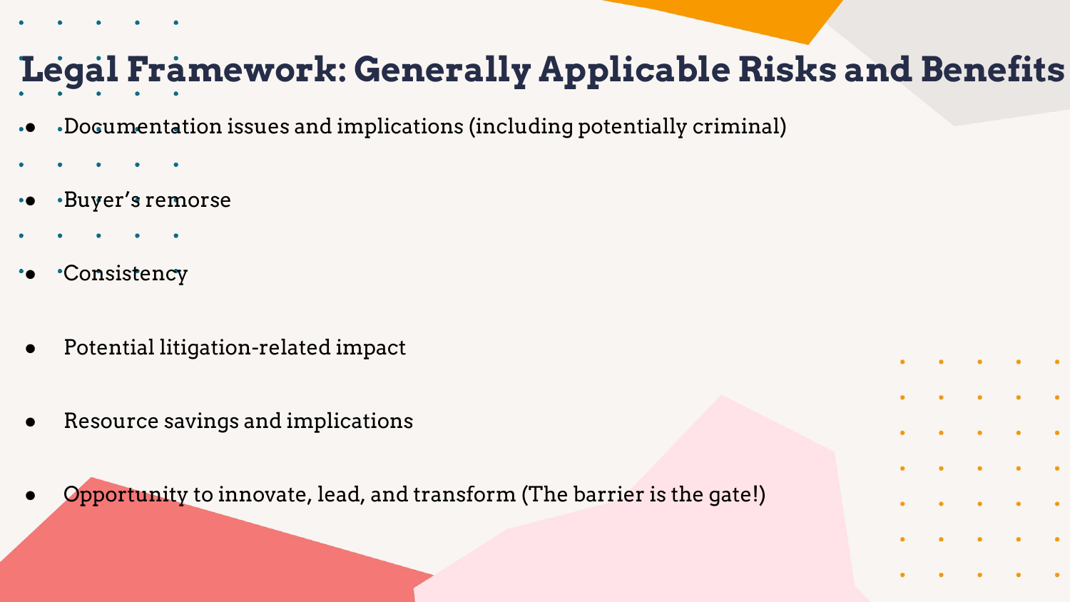# Legal Framework: Generally Applicable Risks and Benefits

- Documentation issues and implications (including potentially criminal)
- Buyer's remorse
- Consistency
- Potential litigation-related impact
- Resource savings and implications
- Opportunity to innovate, lead, and transform (The barrier is the gate!)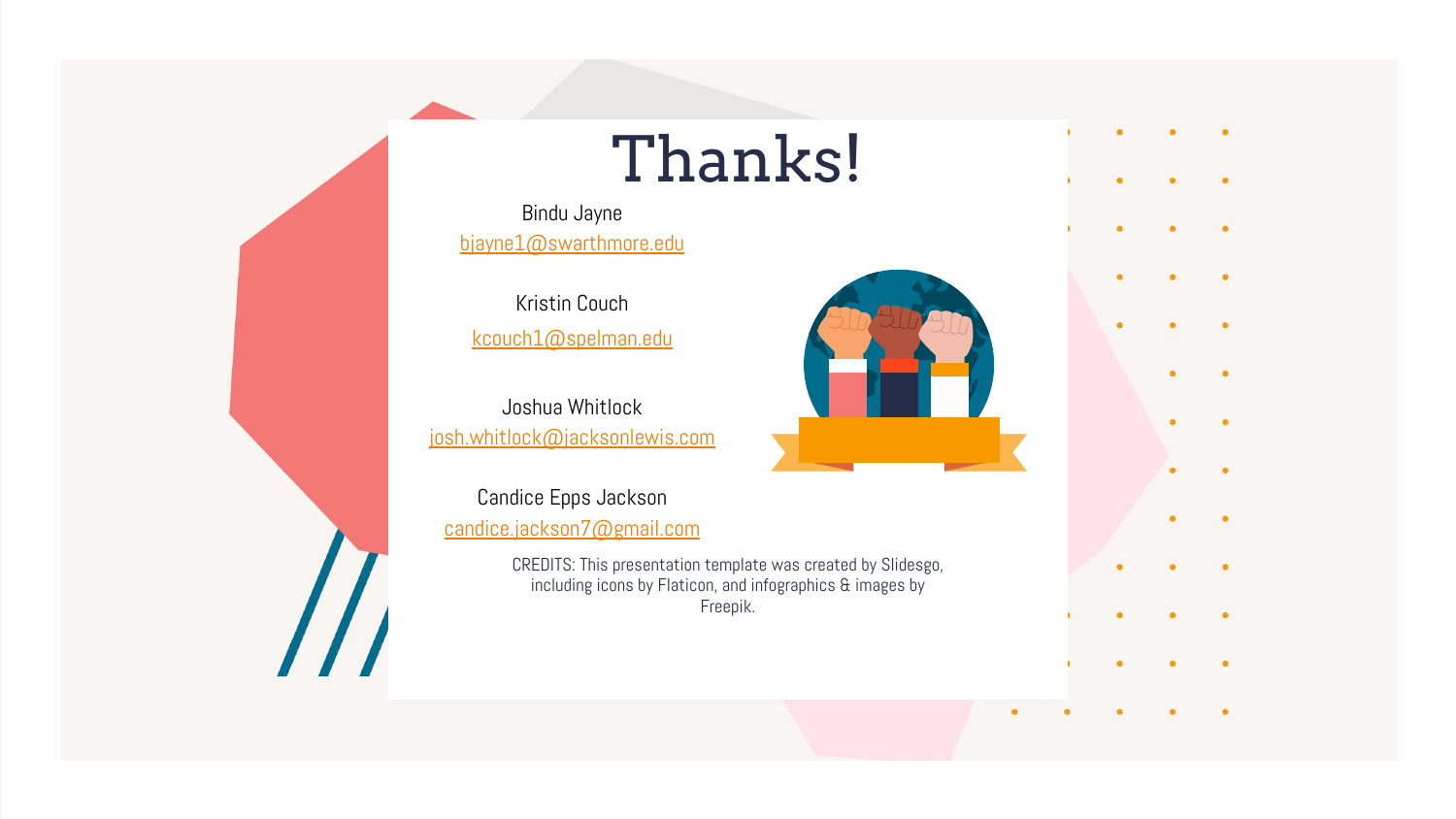# Thanks!

Bindu Jayne
bjayne1@swarthmore.edu

Kristin Couch
kcouch1@spelman.edu

Joshua Whitlock
josh.whitlock@jacksonlewis.com

Candice Epps Jackson
candice.jackson7@gmail.com

CREDITS: This presentation template was created by Slidesgo, including icons by Flaticon, and infographics & images by Freepik.